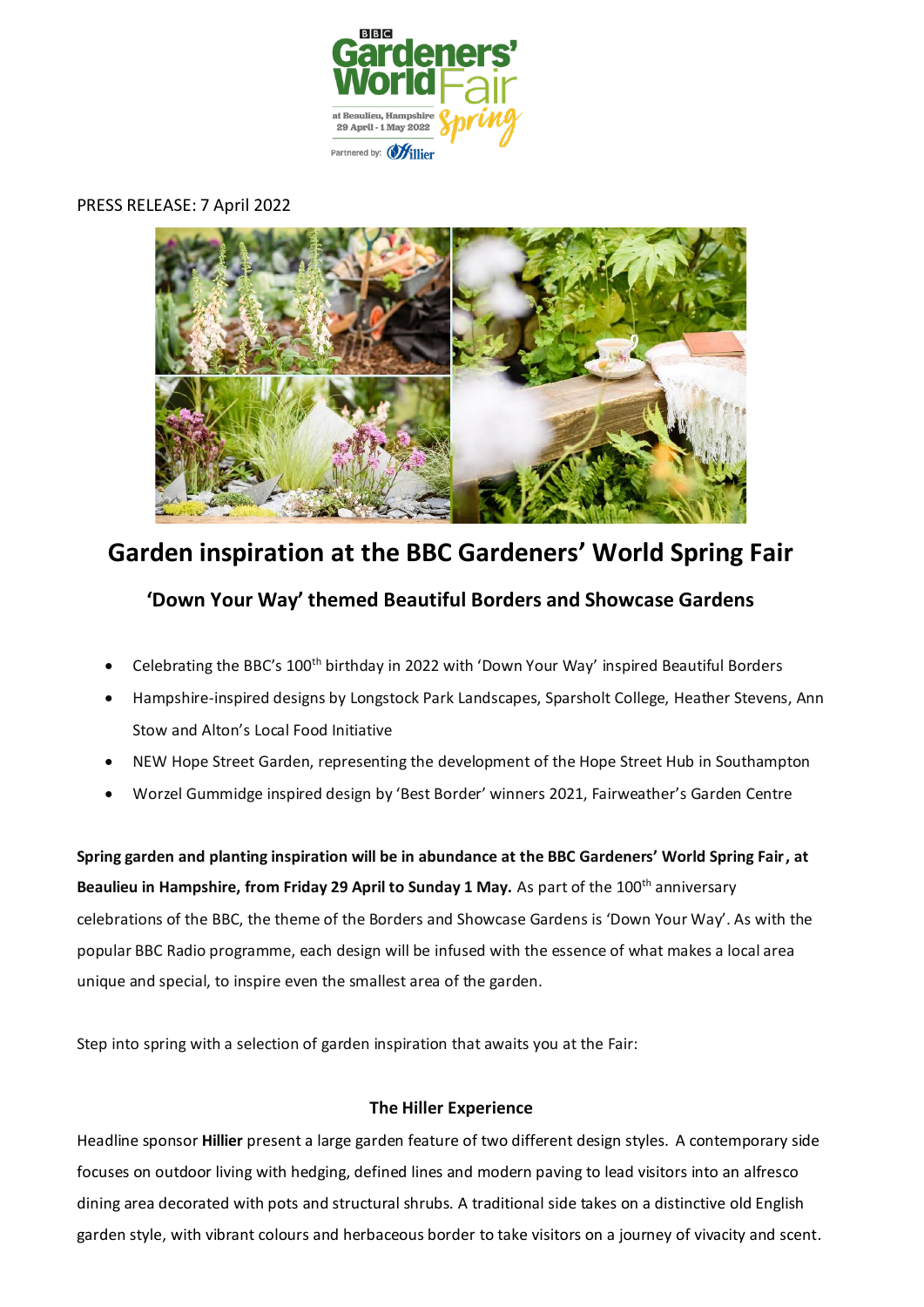PRESS RELEASE: 7 April 2022

# Garden inspiration at the BBC Gardeners' World Spring Fair

## 'Down Your Way' themed Beautiful Borders and Showcase Gardens

- Celebrating the BBC's 100th birthday in 2022 with 'Down Your Way' inspired Beautiful Borders
- Hampshire-inspired designs by Longstock Park Landscapes, Sparsholt College, Heather Stevens, Ann Stow and Alton's Local Food Initiative
- NEW Hope Street Garden, representing the development of the Hope Street Hub in Southampton
- Worzel Gummidge inspired design by 'Best Border' winners 2021, Fairweather's Garden Centre

**Spring garden and planting inspiration will be in abundance at the BBC Gardeners' World Spring Fair, at Beaulieu in Hampshire, from Friday 29 April to Sunday 1 May.** As part of the 100th anniversary celebrations of the BBC, the theme of the Borders and Showcase Gardens is 'Down Your Way'. As with the popular BBC Radio programme, each design will be infused with the essence of what makes a local area unique and special, to inspire even the smallest area of the garden.

Step into spring with a selection of garden inspiration that awaits you at the Fair:

### The Hiller Experience

Headline sponsor **Hillier** present a large garden feature of two different design styles. A contemporary side focuses on outdoor living with hedging, defined lines and modern paving to lead visitors into an alfresco dining area decorated with pots and structural shrubs. A traditional side takes on a distinctive old English garden style, with vibrant colours and herbaceous border to take visitors on a journey of vivacity and scent.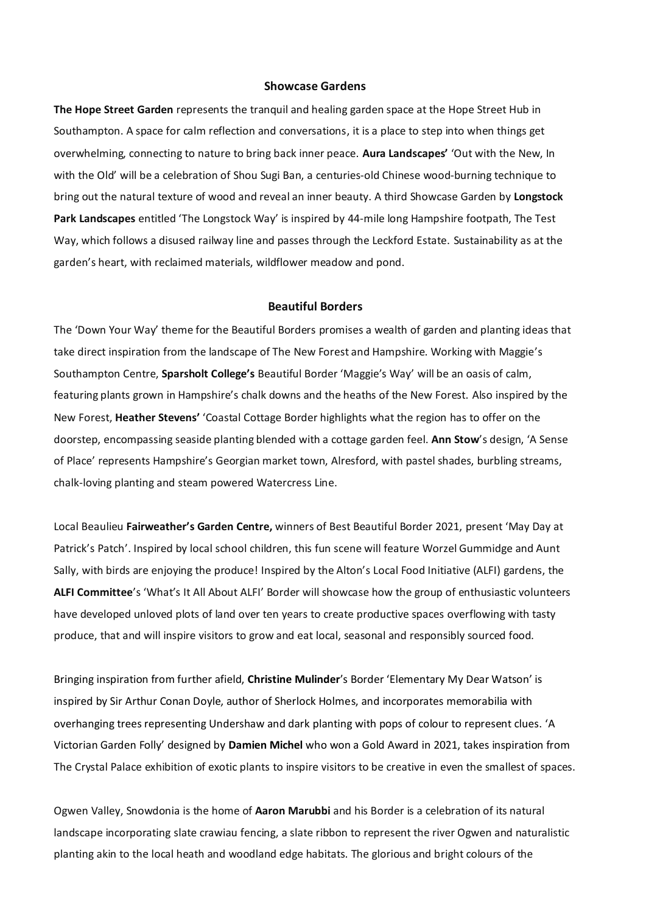## Showcase Gardens

**The Hope Street Garden** represents the tranquil and healing garden space at the Hope Street Hub in Southampton. A space for calm reflection and conversations, it is a place to step into when things get overwhelming, connecting to nature to bring back inner peace. **Aura Landscapes'** 'Out with the New, In with the Old' will be a celebration of Shou Sugi Ban, a centuries-old Chinese wood-burning technique to bring out the natural texture of wood and reveal an inner beauty. A third Showcase Garden by **Longstock Park Landscapes** entitled 'The Longstock Way' is inspired by 44-mile long Hampshire footpath, The Test Way, which follows a disused railway line and passes through the Leckford Estate. Sustainability as at the garden's heart, with reclaimed materials, wildflower meadow and pond.

## Beautiful Borders

The 'Down Your Way' theme for the Beautiful Borders promises a wealth of garden and planting ideas that take direct inspiration from the landscape of The New Forest and Hampshire. Working with Maggie's Southampton Centre, **Sparsholt College's** Beautiful Border 'Maggie's Way' will be an oasis of calm, featuring plants grown in Hampshire's chalk downs and the heaths of the New Forest. Also inspired by the New Forest, **Heather Stevens'** 'Coastal Cottage Border highlights what the region has to offer on the doorstep, encompassing seaside planting blended with a cottage garden feel. **Ann Stow**'s design, 'A Sense of Place' represents Hampshire's Georgian market town, Alresford, with pastel shades, burbling streams, chalk-loving planting and steam powered Watercress Line.

Local Beaulieu **Fairweather's Garden Centre,** winners of Best Beautiful Border 2021, present 'May Day at Patrick's Patch'. Inspired by local school children, this fun scene will feature Worzel Gummidge and Aunt Sally, with birds are enjoying the produce! Inspired by the Alton's Local Food Initiative (ALFI) gardens, the **ALFI Committee**'s 'What's It All About ALFI' Border will showcase how the group of enthusiastic volunteers have developed unloved plots of land over ten years to create productive spaces overflowing with tasty produce, that and will inspire visitors to grow and eat local, seasonal and responsibly sourced food.

Bringing inspiration from further afield, **Christine Mulinder**'s Border 'Elementary My Dear Watson' is inspired by Sir Arthur Conan Doyle, author of Sherlock Holmes, and incorporates memorabilia with overhanging trees representing Undershaw and dark planting with pops of colour to represent clues. 'A Victorian Garden Folly' designed by **Damien Michel** who won a Gold Award in 2021, takes inspiration from The Crystal Palace exhibition of exotic plants to inspire visitors to be creative in even the smallest of spaces.

Ogwen Valley, Snowdonia is the home of **Aaron Marubbi** and his Border is a celebration of its natural landscape incorporating slate crawiau fencing, a slate ribbon to represent the river Ogwen and naturalistic planting akin to the local heath and woodland edge habitats. The glorious and bright colours of the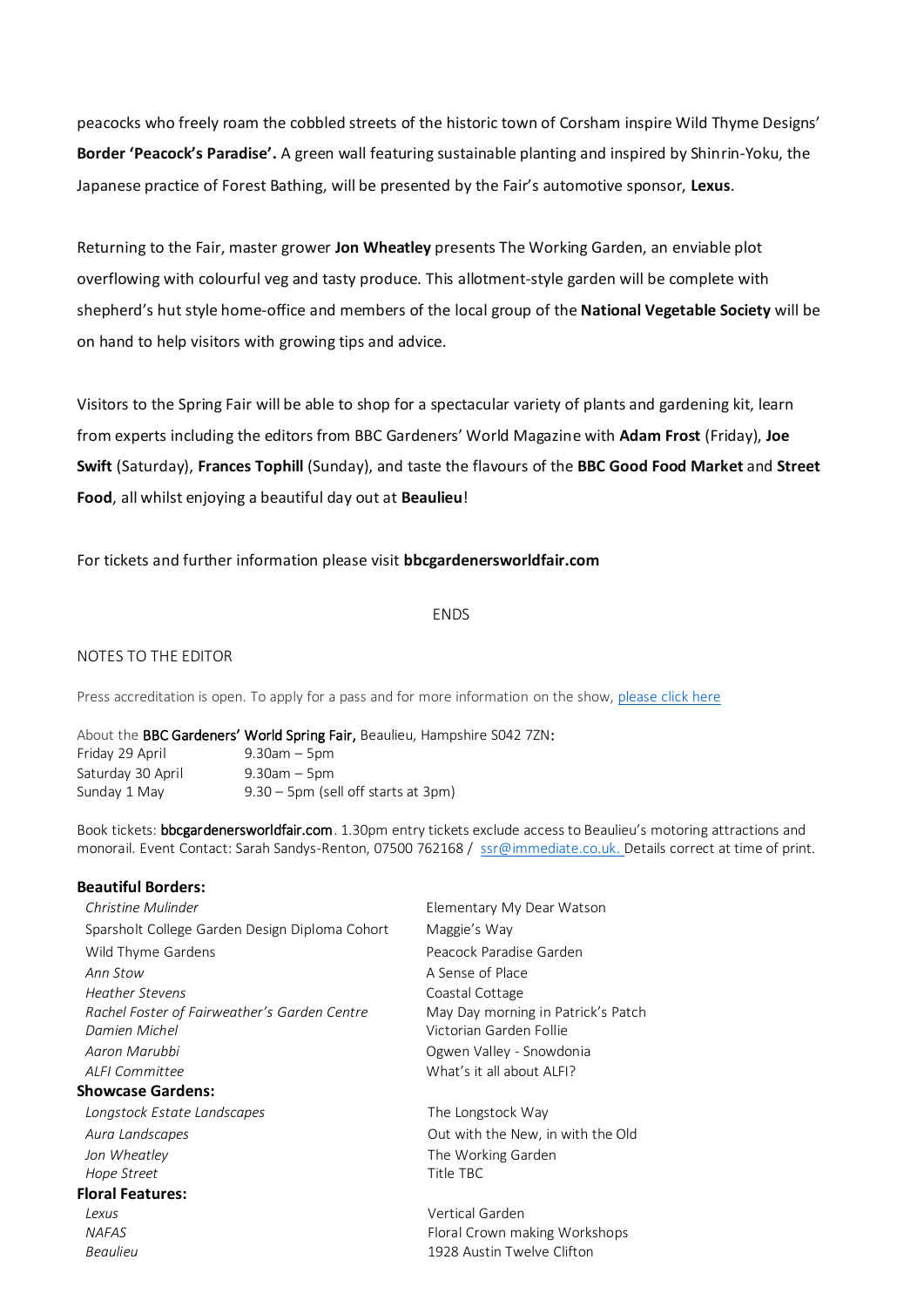peacocks who freely roam the cobbled streets of the historic town of Corsham inspire Wild Thyme Designs' **Border 'Peacock's Paradise'.** A green wall featuring sustainable planting and inspired by Shinrin-Yoku, the Japanese practice of Forest Bathing, will be presented by the Fair's automotive sponsor, **Lexus**.

Returning to the Fair, master grower **Jon Wheatley** presents The Working Garden, an enviable plot overflowing with colourful veg and tasty produce. This allotment-style garden will be complete with shepherd's hut style home-office and members of the local group of the **National Vegetable Society** will be on hand to help visitors with growing tips and advice.

Visitors to the Spring Fair will be able to shop for a spectacular variety of plants and gardening kit, learn from experts including the editors from BBC Gardeners' World Magazine with **Adam Frost** (Friday), **Joe Swift** (Saturday), **Frances Tophill** (Sunday), and taste the flavours of the **BBC Good Food Market** and **Street Food**, all whilst enjoying a beautiful day out at **Beaulieu**!

For tickets and further information please visit **bbcgardenersworldfair.com**

ENDS

NOTES TO THE EDITOR

Press accreditation is open. To apply for a pass and for more information on the show, please click here

About the **BBC Gardeners' World Spring Fair**, Beaulieu, Hampshire S042 7ZN**:**

| | |
|---|---|
| Friday 29 April | 9.30am – 5pm |
| Saturday 30 April | 9.30am – 5pm |
| Sunday 1 May | 9.30 – 5pm (sell off starts at 3pm) |

Book tickets: **bbcgardenersworldfair.com**. 1.30pm entry tickets exclude access to Beaulieu's motoring attractions and monorail. Event Contact: Sarah Sandys-Renton, 07500 762168 / ssr@immediate.co.uk. Details correct at time of print.

**Beautiful Borders:**

| | |
|---|---|
| *Christine Mulinder* | Elementary My Dear Watson |
| Sparsholt College Garden Design Diploma Cohort | Maggie's Way |
| Wild Thyme Gardens | Peacock Paradise Garden |
| *Ann Stow* | A Sense of Place |
| *Heather Stevens* | Coastal Cottage |
| *Rachel Foster of Fairweather's Garden Centre* | May Day morning in Patrick's Patch |
| *Damien Michel* | Victorian Garden Follie |
| *Aaron Marubbi* | Ogwen Valley - Snowdonia |
| *ALFI Committee* | What's it all about ALFI? |

**Showcase Gardens:**

| | |
|---|---|
| *Longstock Estate Landscapes* | The Longstock Way |
| *Aura Landscapes* | Out with the New, in with the Old |
| *Jon Wheatley* | The Working Garden |
| *Hope Street* | Title TBC |

**Floral Features:**

| | |
|---|---|
| *Lexus* | Vertical Garden |
| *NAFAS* | Floral Crown making Workshops |
| *Beaulieu* | 1928 Austin Twelve Clifton |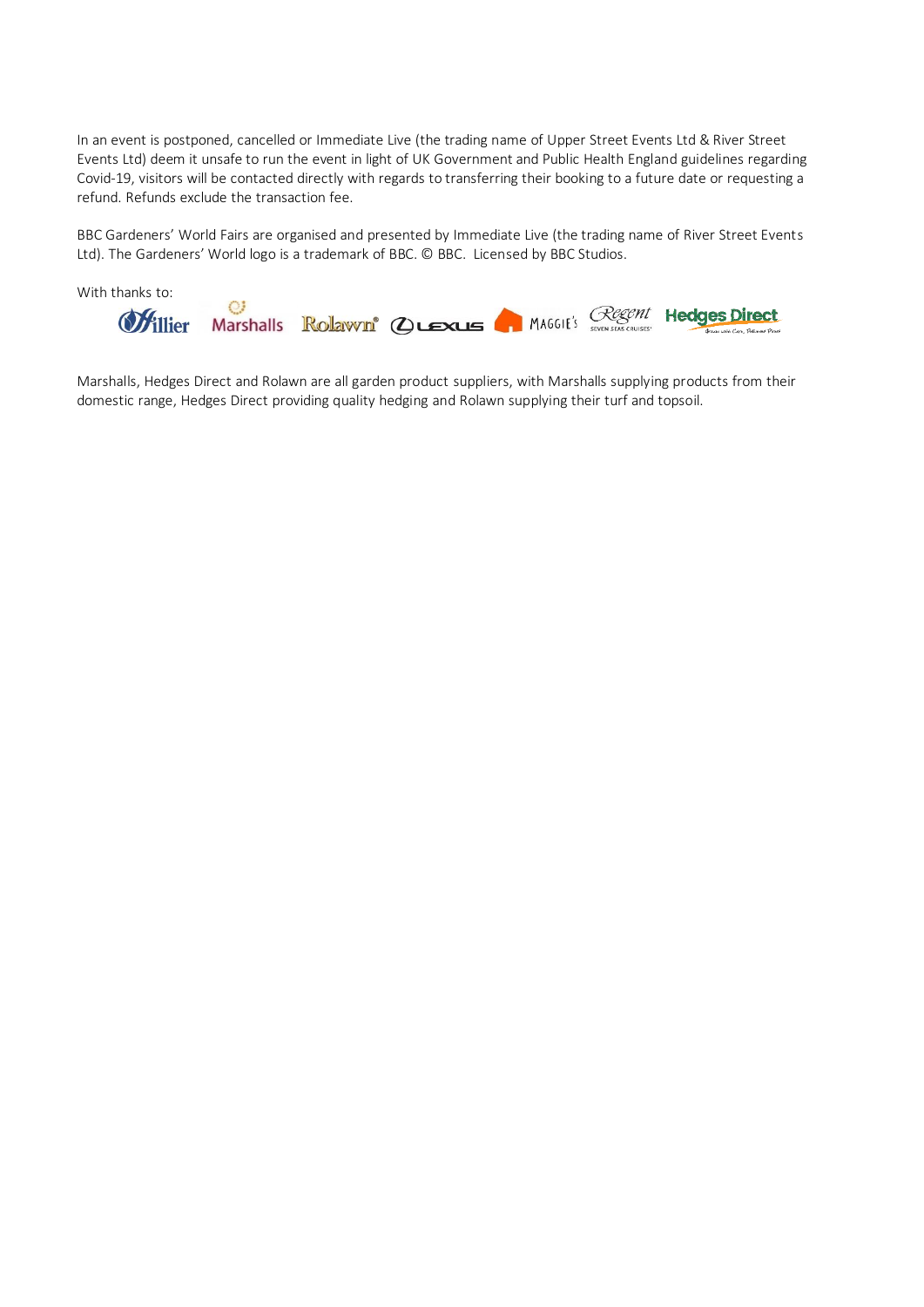In an event is postponed, cancelled or Immediate Live (the trading name of Upper Street Events Ltd & River Street Events Ltd) deem it unsafe to run the event in light of UK Government and Public Health England guidelines regarding Covid-19, visitors will be contacted directly with regards to transferring their booking to a future date or requesting a refund. Refunds exclude the transaction fee.

BBC Gardeners' World Fairs are organised and presented by Immediate Live (the trading name of River Street Events Ltd). The Gardeners' World logo is a trademark of BBC. © BBC. Licensed by BBC Studios.

With thanks to:

Hillier Marshalls Rolawn LEXUS MAGGIE'S Regent SEVEN SEAS CRUISES Hedges Direct

Marshalls, Hedges Direct and Rolawn are all garden product suppliers, with Marshalls supplying products from their domestic range, Hedges Direct providing quality hedging and Rolawn supplying their turf and topsoil.